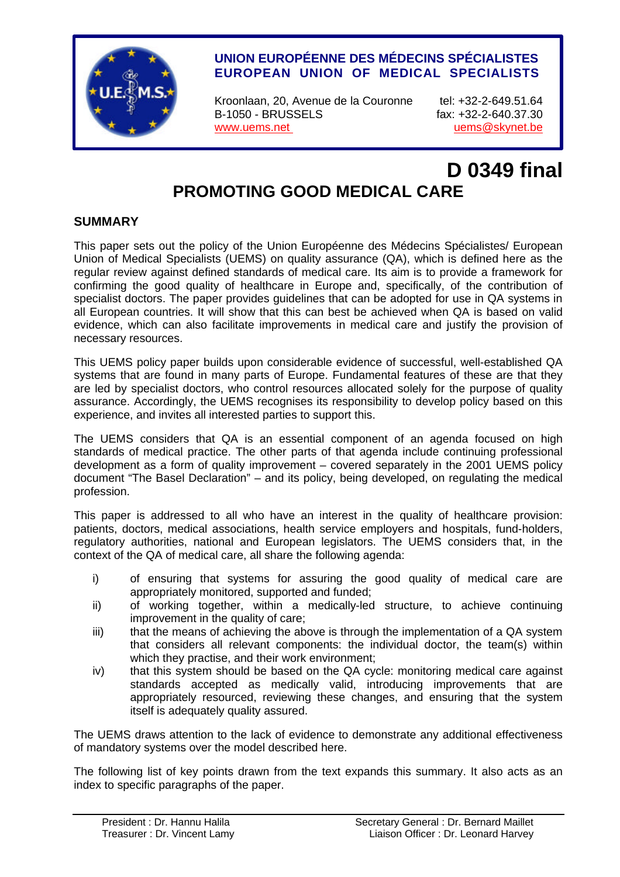**UNION EUROPÉENNE DES MÉDECINS SPÉCIALISTES**
**EUROPEAN UNION OF MEDICAL SPECIALISTS**

Kroonlaan, 20, Avenue de la Couronne
B-1050 - BRUSSELS
www.uems.net

tel: +32-2-649.51.64
fax: +32-2-640.37.30
uems@skynet.be

**D 0349 final**

# PROMOTING GOOD MEDICAL CARE

## SUMMARY

This paper sets out the policy of the Union Européenne des Médecins Spécialistes/ European Union of Medical Specialists (UEMS) on quality assurance (QA), which is defined here as the regular review against defined standards of medical care. Its aim is to provide a framework for confirming the good quality of healthcare in Europe and, specifically, of the contribution of specialist doctors. The paper provides guidelines that can be adopted for use in QA systems in all European countries. It will show that this can best be achieved when QA is based on valid evidence, which can also facilitate improvements in medical care and justify the provision of necessary resources.

This UEMS policy paper builds upon considerable evidence of successful, well-established QA systems that are found in many parts of Europe. Fundamental features of these are that they are led by specialist doctors, who control resources allocated solely for the purpose of quality assurance. Accordingly, the UEMS recognises its responsibility to develop policy based on this experience, and invites all interested parties to support this.

The UEMS considers that QA is an essential component of an agenda focused on high standards of medical practice. The other parts of that agenda include continuing professional development as a form of quality improvement – covered separately in the 2001 UEMS policy document "The Basel Declaration" – and its policy, being developed, on regulating the medical profession.

This paper is addressed to all who have an interest in the quality of healthcare provision: patients, doctors, medical associations, health service employers and hospitals, fund-holders, regulatory authorities, national and European legislators. The UEMS considers that, in the context of the QA of medical care, all share the following agenda:

i) of ensuring that systems for assuring the good quality of medical care are appropriately monitored, supported and funded;
ii) of working together, within a medically-led structure, to achieve continuing improvement in the quality of care;
iii) that the means of achieving the above is through the implementation of a QA system that considers all relevant components: the individual doctor, the team(s) within which they practise, and their work environment;
iv) that this system should be based on the QA cycle: monitoring medical care against standards accepted as medically valid, introducing improvements that are appropriately resourced, reviewing these changes, and ensuring that the system itself is adequately quality assured.

The UEMS draws attention to the lack of evidence to demonstrate any additional effectiveness of mandatory systems over the model described here.

The following list of key points drawn from the text expands this summary. It also acts as an index to specific paragraphs of the paper.

President : Dr. Hannu Halila
Treasurer : Dr. Vincent Lamy

Secretary General : Dr. Bernard Maillet
Liaison Officer : Dr. Leonard Harvey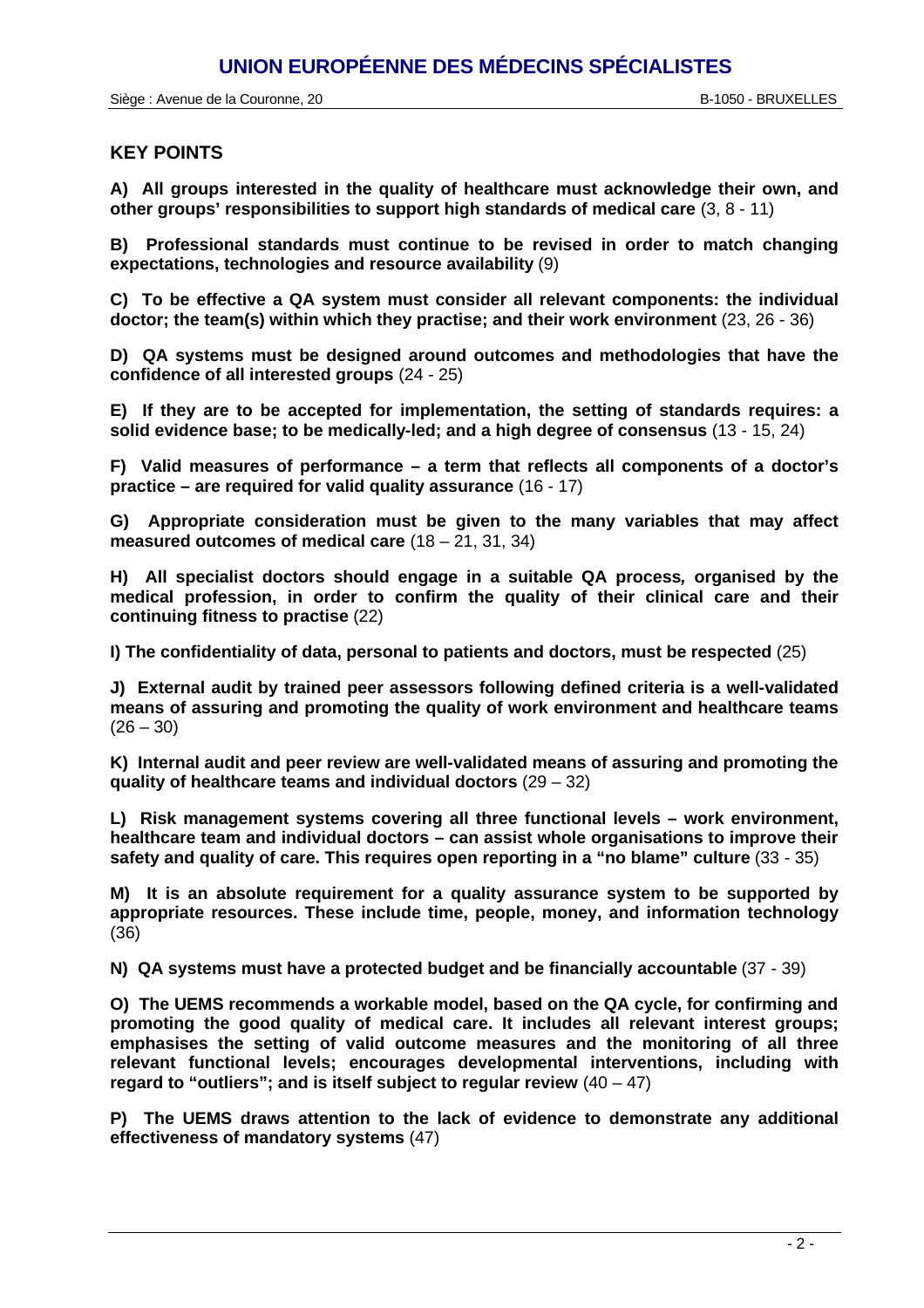## KEY POINTS

**A) All groups interested in the quality of healthcare must acknowledge their own, and other groups' responsibilities to support high standards of medical care** (3, 8 - 11)

**B) Professional standards must continue to be revised in order to match changing expectations, technologies and resource availability** (9)

**C) To be effective a QA system must consider all relevant components: the individual doctor; the team(s) within which they practise; and their work environment** (23, 26 - 36)

**D) QA systems must be designed around outcomes and methodologies that have the confidence of all interested groups** (24 - 25)

**E) If they are to be accepted for implementation, the setting of standards requires: a solid evidence base; to be medically-led; and a high degree of consensus** (13 - 15, 24)

**F) Valid measures of performance – a term that reflects all components of a doctor's practice – are required for valid quality assurance** (16 - 17)

**G) Appropriate consideration must be given to the many variables that may affect measured outcomes of medical care** (18 – 21, 31, 34)

**H) All specialist doctors should engage in a suitable QA process, organised by the medical profession, in order to confirm the quality of their clinical care and their continuing fitness to practise** (22)

**I) The confidentiality of data, personal to patients and doctors, must be respected** (25)

**J) External audit by trained peer assessors following defined criteria is a well-validated means of assuring and promoting the quality of work environment and healthcare teams** (26 – 30)

**K) Internal audit and peer review are well-validated means of assuring and promoting the quality of healthcare teams and individual doctors** (29 – 32)

**L) Risk management systems covering all three functional levels – work environment, healthcare team and individual doctors – can assist whole organisations to improve their safety and quality of care. This requires open reporting in a "no blame" culture** (33 - 35)

**M) It is an absolute requirement for a quality assurance system to be supported by appropriate resources. These include time, people, money, and information technology** (36)

**N) QA systems must have a protected budget and be financially accountable** (37 - 39)

**O) The UEMS recommends a workable model, based on the QA cycle, for confirming and promoting the good quality of medical care. It includes all relevant interest groups; emphasises the setting of valid outcome measures and the monitoring of all three relevant functional levels; encourages developmental interventions, including with regard to "outliers"; and is itself subject to regular review** (40 – 47)

**P) The UEMS draws attention to the lack of evidence to demonstrate any additional effectiveness of mandatory systems** (47)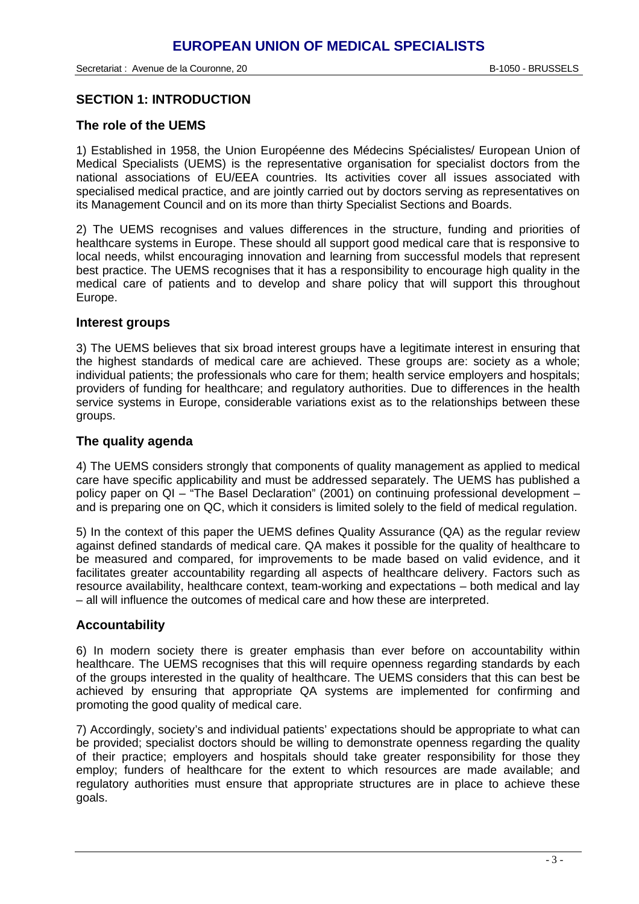## SECTION 1: INTRODUCTION

### The role of the UEMS

1) Established in 1958, the Union Européenne des Médecins Spécialistes/ European Union of Medical Specialists (UEMS) is the representative organisation for specialist doctors from the national associations of EU/EEA countries. Its activities cover all issues associated with specialised medical practice, and are jointly carried out by doctors serving as representatives on its Management Council and on its more than thirty Specialist Sections and Boards.

2) The UEMS recognises and values differences in the structure, funding and priorities of healthcare systems in Europe. These should all support good medical care that is responsive to local needs, whilst encouraging innovation and learning from successful models that represent best practice. The UEMS recognises that it has a responsibility to encourage high quality in the medical care of patients and to develop and share policy that will support this throughout Europe.

### Interest groups

3) The UEMS believes that six broad interest groups have a legitimate interest in ensuring that the highest standards of medical care are achieved. These groups are: society as a whole; individual patients; the professionals who care for them; health service employers and hospitals; providers of funding for healthcare; and regulatory authorities. Due to differences in the health service systems in Europe, considerable variations exist as to the relationships between these groups.

### The quality agenda

4) The UEMS considers strongly that components of quality management as applied to medical care have specific applicability and must be addressed separately. The UEMS has published a policy paper on QI – "The Basel Declaration" (2001) on continuing professional development – and is preparing one on QC, which it considers is limited solely to the field of medical regulation.

5) In the context of this paper the UEMS defines Quality Assurance (QA) as the regular review against defined standards of medical care. QA makes it possible for the quality of healthcare to be measured and compared, for improvements to be made based on valid evidence, and it facilitates greater accountability regarding all aspects of healthcare delivery. Factors such as resource availability, healthcare context, team-working and expectations – both medical and lay – all will influence the outcomes of medical care and how these are interpreted.

### Accountability

6) In modern society there is greater emphasis than ever before on accountability within healthcare. The UEMS recognises that this will require openness regarding standards by each of the groups interested in the quality of healthcare. The UEMS considers that this can best be achieved by ensuring that appropriate QA systems are implemented for confirming and promoting the good quality of medical care.

7) Accordingly, society's and individual patients' expectations should be appropriate to what can be provided; specialist doctors should be willing to demonstrate openness regarding the quality of their practice; employers and hospitals should take greater responsibility for those they employ; funders of healthcare for the extent to which resources are made available; and regulatory authorities must ensure that appropriate structures are in place to achieve these goals.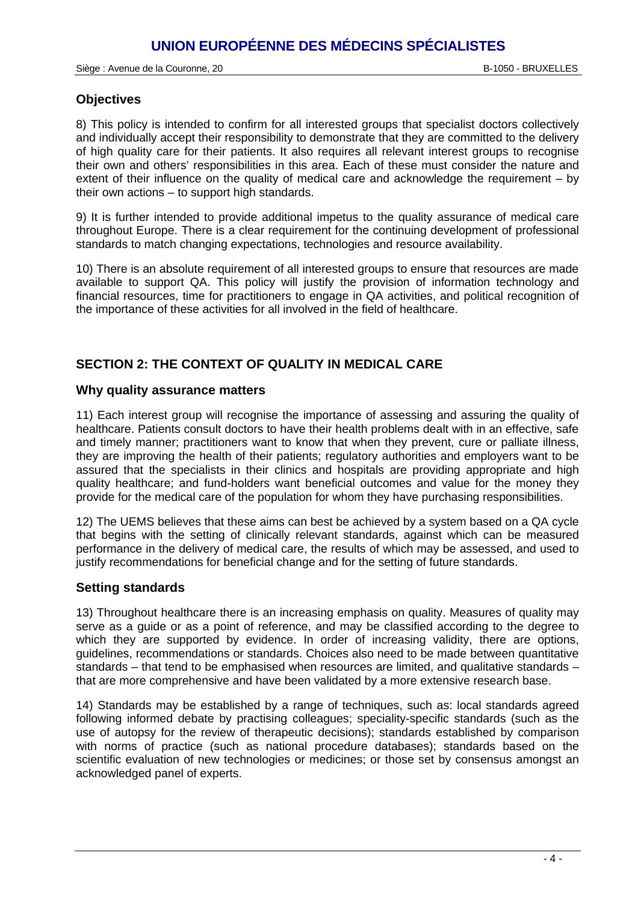### Objectives

8) This policy is intended to confirm for all interested groups that specialist doctors collectively and individually accept their responsibility to demonstrate that they are committed to the delivery of high quality care for their patients. It also requires all relevant interest groups to recognise their own and others' responsibilities in this area. Each of these must consider the nature and extent of their influence on the quality of medical care and acknowledge the requirement – by their own actions – to support high standards.

9) It is further intended to provide additional impetus to the quality assurance of medical care throughout Europe. There is a clear requirement for the continuing development of professional standards to match changing expectations, technologies and resource availability.

10) There is an absolute requirement of all interested groups to ensure that resources are made available to support QA. This policy will justify the provision of information technology and financial resources, time for practitioners to engage in QA activities, and political recognition of the importance of these activities for all involved in the field of healthcare.

## SECTION 2: THE CONTEXT OF QUALITY IN MEDICAL CARE

### Why quality assurance matters

11) Each interest group will recognise the importance of assessing and assuring the quality of healthcare. Patients consult doctors to have their health problems dealt with in an effective, safe and timely manner; practitioners want to know that when they prevent, cure or palliate illness, they are improving the health of their patients; regulatory authorities and employers want to be assured that the specialists in their clinics and hospitals are providing appropriate and high quality healthcare; and fund-holders want beneficial outcomes and value for the money they provide for the medical care of the population for whom they have purchasing responsibilities.

12) The UEMS believes that these aims can best be achieved by a system based on a QA cycle that begins with the setting of clinically relevant standards, against which can be measured performance in the delivery of medical care, the results of which may be assessed, and used to justify recommendations for beneficial change and for the setting of future standards.

### Setting standards

13) Throughout healthcare there is an increasing emphasis on quality. Measures of quality may serve as a guide or as a point of reference, and may be classified according to the degree to which they are supported by evidence. In order of increasing validity, there are options, guidelines, recommendations or standards. Choices also need to be made between quantitative standards – that tend to be emphasised when resources are limited, and qualitative standards – that are more comprehensive and have been validated by a more extensive research base.

14) Standards may be established by a range of techniques, such as: local standards agreed following informed debate by practising colleagues; speciality-specific standards (such as the use of autopsy for the review of therapeutic decisions); standards established by comparison with norms of practice (such as national procedure databases); standards based on the scientific evaluation of new technologies or medicines; or those set by consensus amongst an acknowledged panel of experts.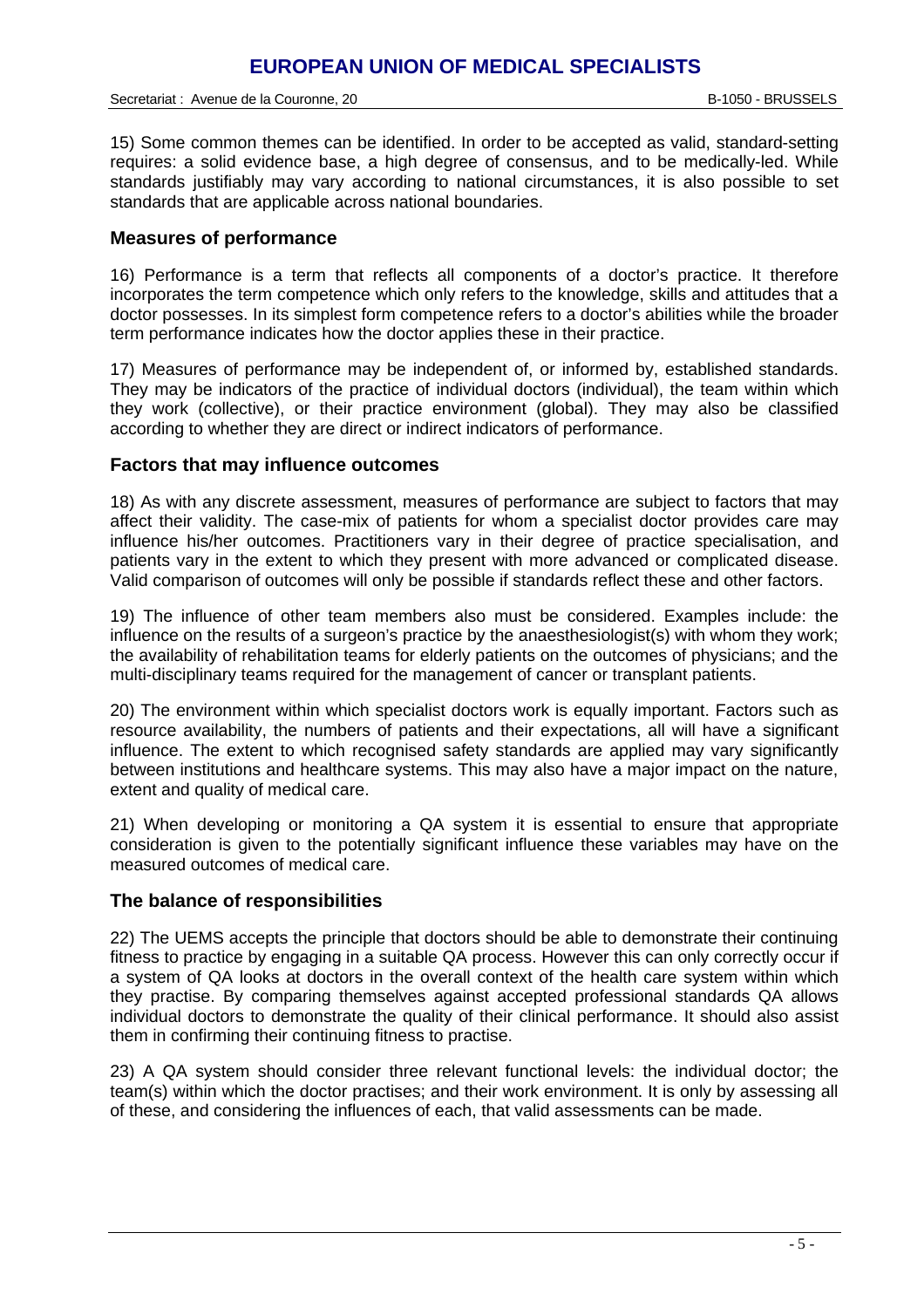15) Some common themes can be identified. In order to be accepted as valid, standard-setting requires: a solid evidence base, a high degree of consensus, and to be medically-led. While standards justifiably may vary according to national circumstances, it is also possible to set standards that are applicable across national boundaries.

## Measures of performance

16) Performance is a term that reflects all components of a doctor's practice. It therefore incorporates the term competence which only refers to the knowledge, skills and attitudes that a doctor possesses. In its simplest form competence refers to a doctor's abilities while the broader term performance indicates how the doctor applies these in their practice.

17) Measures of performance may be independent of, or informed by, established standards. They may be indicators of the practice of individual doctors (individual), the team within which they work (collective), or their practice environment (global). They may also be classified according to whether they are direct or indirect indicators of performance.

## Factors that may influence outcomes

18) As with any discrete assessment, measures of performance are subject to factors that may affect their validity. The case-mix of patients for whom a specialist doctor provides care may influence his/her outcomes. Practitioners vary in their degree of practice specialisation, and patients vary in the extent to which they present with more advanced or complicated disease. Valid comparison of outcomes will only be possible if standards reflect these and other factors.

19) The influence of other team members also must be considered. Examples include: the influence on the results of a surgeon's practice by the anaesthesiologist(s) with whom they work; the availability of rehabilitation teams for elderly patients on the outcomes of physicians; and the multi-disciplinary teams required for the management of cancer or transplant patients.

20) The environment within which specialist doctors work is equally important. Factors such as resource availability, the numbers of patients and their expectations, all will have a significant influence. The extent to which recognised safety standards are applied may vary significantly between institutions and healthcare systems. This may also have a major impact on the nature, extent and quality of medical care.

21) When developing or monitoring a QA system it is essential to ensure that appropriate consideration is given to the potentially significant influence these variables may have on the measured outcomes of medical care.

## The balance of responsibilities

22) The UEMS accepts the principle that doctors should be able to demonstrate their continuing fitness to practice by engaging in a suitable QA process. However this can only correctly occur if a system of QA looks at doctors in the overall context of the health care system within which they practise. By comparing themselves against accepted professional standards QA allows individual doctors to demonstrate the quality of their clinical performance. It should also assist them in confirming their continuing fitness to practise.

23) A QA system should consider three relevant functional levels: the individual doctor; the team(s) within which the doctor practises; and their work environment. It is only by assessing all of these, and considering the influences of each, that valid assessments can be made.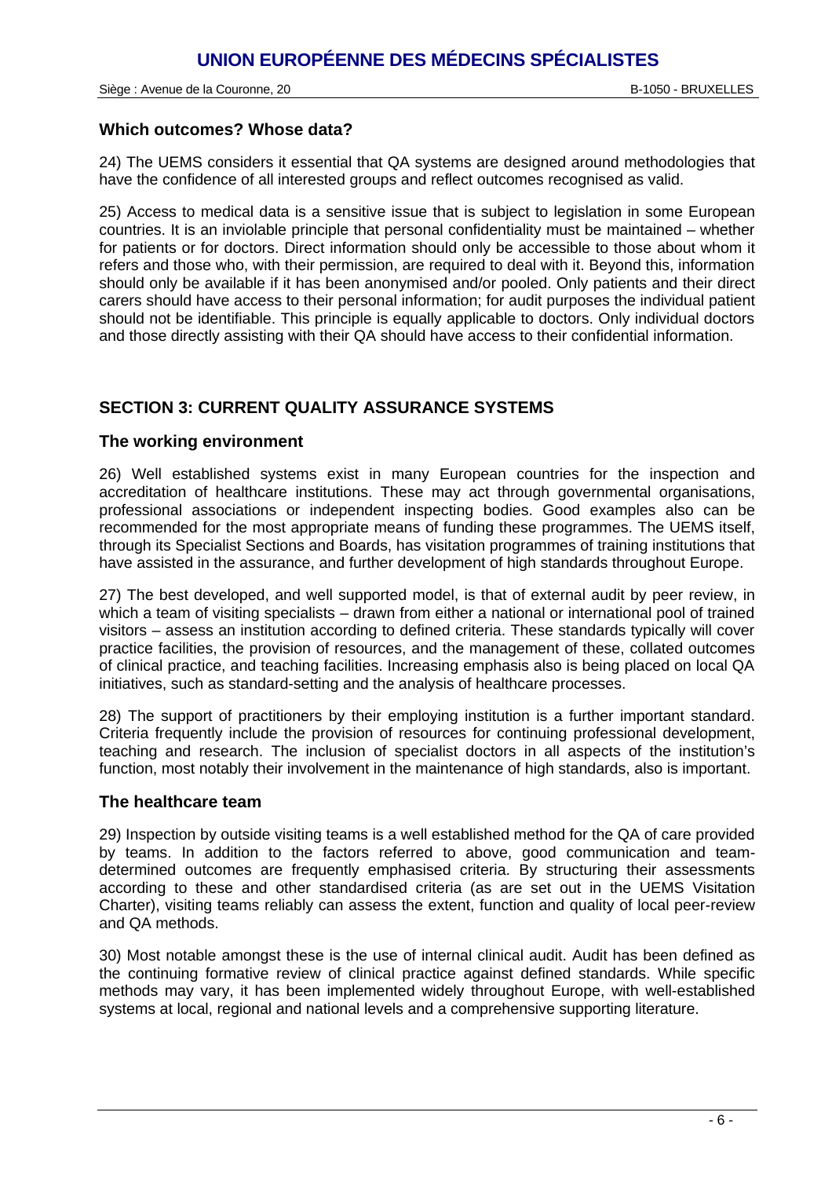### Which outcomes? Whose data?

24) The UEMS considers it essential that QA systems are designed around methodologies that have the confidence of all interested groups and reflect outcomes recognised as valid.

25) Access to medical data is a sensitive issue that is subject to legislation in some European countries. It is an inviolable principle that personal confidentiality must be maintained – whether for patients or for doctors. Direct information should only be accessible to those about whom it refers and those who, with their permission, are required to deal with it. Beyond this, information should only be available if it has been anonymised and/or pooled. Only patients and their direct carers should have access to their personal information; for audit purposes the individual patient should not be identifiable. This principle is equally applicable to doctors. Only individual doctors and those directly assisting with their QA should have access to their confidential information.

## SECTION 3: CURRENT QUALITY ASSURANCE SYSTEMS

### The working environment

26) Well established systems exist in many European countries for the inspection and accreditation of healthcare institutions. These may act through governmental organisations, professional associations or independent inspecting bodies. Good examples also can be recommended for the most appropriate means of funding these programmes. The UEMS itself, through its Specialist Sections and Boards, has visitation programmes of training institutions that have assisted in the assurance, and further development of high standards throughout Europe.

27) The best developed, and well supported model, is that of external audit by peer review, in which a team of visiting specialists – drawn from either a national or international pool of trained visitors – assess an institution according to defined criteria. These standards typically will cover practice facilities, the provision of resources, and the management of these, collated outcomes of clinical practice, and teaching facilities. Increasing emphasis also is being placed on local QA initiatives, such as standard-setting and the analysis of healthcare processes.

28) The support of practitioners by their employing institution is a further important standard. Criteria frequently include the provision of resources for continuing professional development, teaching and research. The inclusion of specialist doctors in all aspects of the institution's function, most notably their involvement in the maintenance of high standards, also is important.

### The healthcare team

29) Inspection by outside visiting teams is a well established method for the QA of care provided by teams. In addition to the factors referred to above, good communication and team-determined outcomes are frequently emphasised criteria. By structuring their assessments according to these and other standardised criteria (as are set out in the UEMS Visitation Charter), visiting teams reliably can assess the extent, function and quality of local peer-review and QA methods.

30) Most notable amongst these is the use of internal clinical audit. Audit has been defined as the continuing formative review of clinical practice against defined standards. While specific methods may vary, it has been implemented widely throughout Europe, with well-established systems at local, regional and national levels and a comprehensive supporting literature.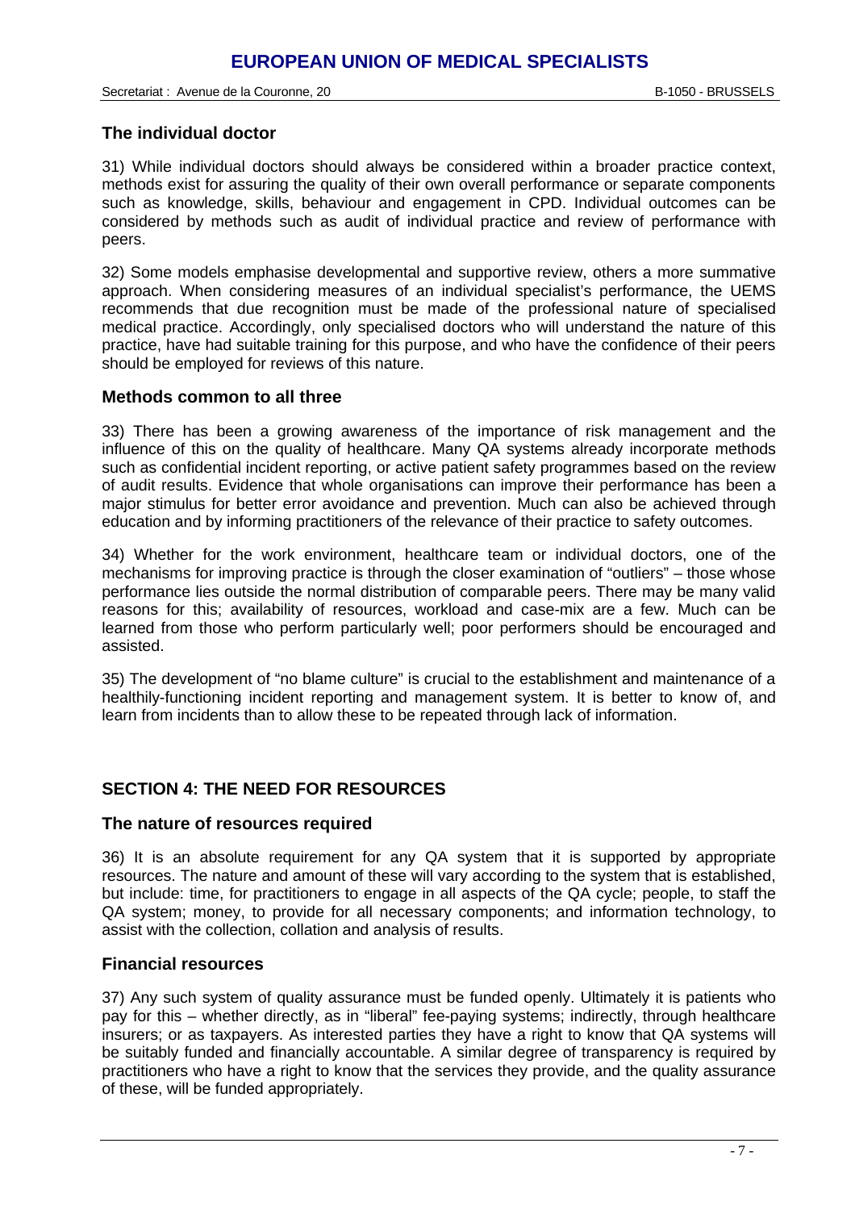### The individual doctor

31) While individual doctors should always be considered within a broader practice context, methods exist for assuring the quality of their own overall performance or separate components such as knowledge, skills, behaviour and engagement in CPD. Individual outcomes can be considered by methods such as audit of individual practice and review of performance with peers.

32) Some models emphasise developmental and supportive review, others a more summative approach. When considering measures of an individual specialist's performance, the UEMS recommends that due recognition must be made of the professional nature of specialised medical practice. Accordingly, only specialised doctors who will understand the nature of this practice, have had suitable training for this purpose, and who have the confidence of their peers should be employed for reviews of this nature.

### Methods common to all three

33) There has been a growing awareness of the importance of risk management and the influence of this on the quality of healthcare. Many QA systems already incorporate methods such as confidential incident reporting, or active patient safety programmes based on the review of audit results. Evidence that whole organisations can improve their performance has been a major stimulus for better error avoidance and prevention. Much can also be achieved through education and by informing practitioners of the relevance of their practice to safety outcomes.

34) Whether for the work environment, healthcare team or individual doctors, one of the mechanisms for improving practice is through the closer examination of "outliers" – those whose performance lies outside the normal distribution of comparable peers. There may be many valid reasons for this; availability of resources, workload and case-mix are a few. Much can be learned from those who perform particularly well; poor performers should be encouraged and assisted.

35) The development of "no blame culture" is crucial to the establishment and maintenance of a healthily-functioning incident reporting and management system. It is better to know of, and learn from incidents than to allow these to be repeated through lack of information.

## SECTION 4: THE NEED FOR RESOURCES

### The nature of resources required

36) It is an absolute requirement for any QA system that it is supported by appropriate resources. The nature and amount of these will vary according to the system that is established, but include: time, for practitioners to engage in all aspects of the QA cycle; people, to staff the QA system; money, to provide for all necessary components; and information technology, to assist with the collection, collation and analysis of results.

### Financial resources

37) Any such system of quality assurance must be funded openly. Ultimately it is patients who pay for this – whether directly, as in "liberal" fee-paying systems; indirectly, through healthcare insurers; or as taxpayers. As interested parties they have a right to know that QA systems will be suitably funded and financially accountable. A similar degree of transparency is required by practitioners who have a right to know that the services they provide, and the quality assurance of these, will be funded appropriately.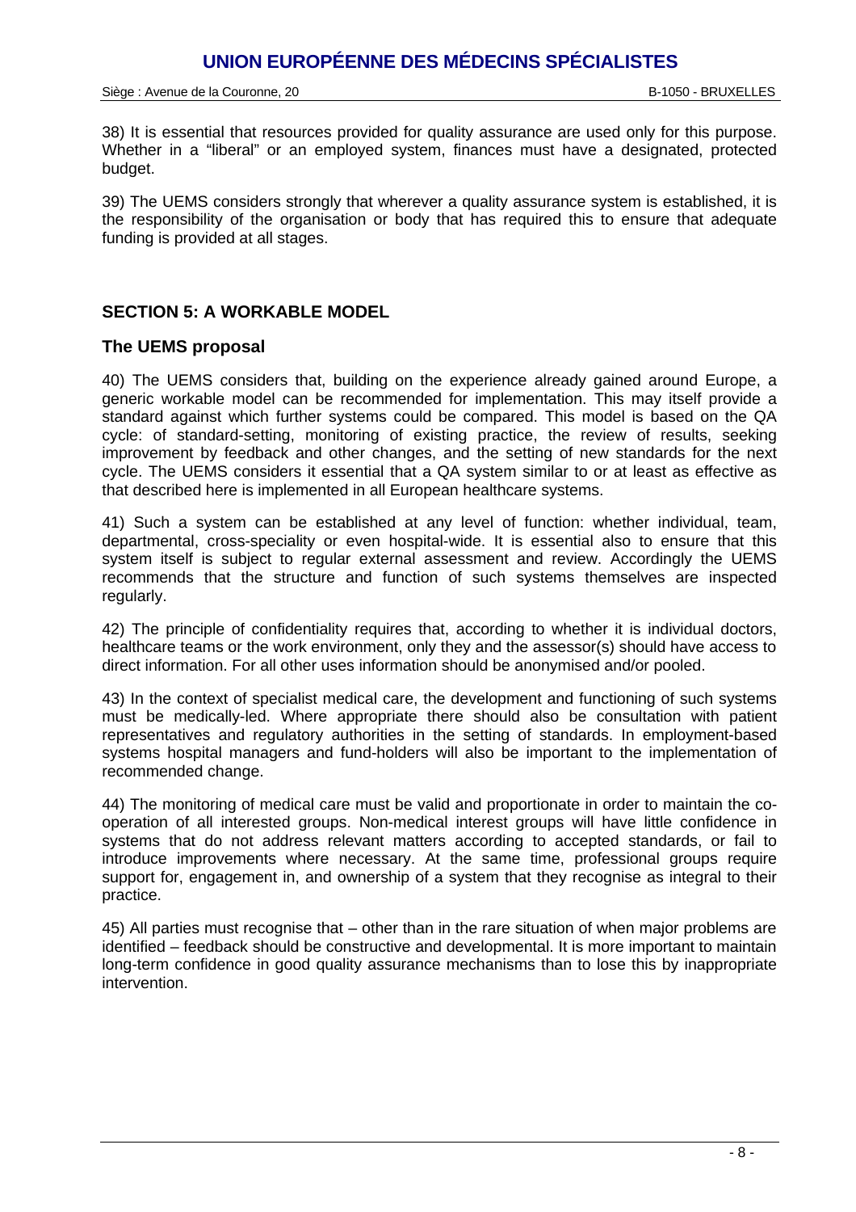38) It is essential that resources provided for quality assurance are used only for this purpose. Whether in a "liberal" or an employed system, finances must have a designated, protected budget.

39) The UEMS considers strongly that wherever a quality assurance system is established, it is the responsibility of the organisation or body that has required this to ensure that adequate funding is provided at all stages.

## SECTION 5: A WORKABLE MODEL

### The UEMS proposal

40) The UEMS considers that, building on the experience already gained around Europe, a generic workable model can be recommended for implementation. This may itself provide a standard against which further systems could be compared. This model is based on the QA cycle: of standard-setting, monitoring of existing practice, the review of results, seeking improvement by feedback and other changes, and the setting of new standards for the next cycle. The UEMS considers it essential that a QA system similar to or at least as effective as that described here is implemented in all European healthcare systems.

41) Such a system can be established at any level of function: whether individual, team, departmental, cross-speciality or even hospital-wide. It is essential also to ensure that this system itself is subject to regular external assessment and review. Accordingly the UEMS recommends that the structure and function of such systems themselves are inspected regularly.

42) The principle of confidentiality requires that, according to whether it is individual doctors, healthcare teams or the work environment, only they and the assessor(s) should have access to direct information. For all other uses information should be anonymised and/or pooled.

43) In the context of specialist medical care, the development and functioning of such systems must be medically-led. Where appropriate there should also be consultation with patient representatives and regulatory authorities in the setting of standards. In employment-based systems hospital managers and fund-holders will also be important to the implementation of recommended change.

44) The monitoring of medical care must be valid and proportionate in order to maintain the co-operation of all interested groups. Non-medical interest groups will have little confidence in systems that do not address relevant matters according to accepted standards, or fail to introduce improvements where necessary. At the same time, professional groups require support for, engagement in, and ownership of a system that they recognise as integral to their practice.

45) All parties must recognise that – other than in the rare situation of when major problems are identified – feedback should be constructive and developmental. It is more important to maintain long-term confidence in good quality assurance mechanisms than to lose this by inappropriate intervention.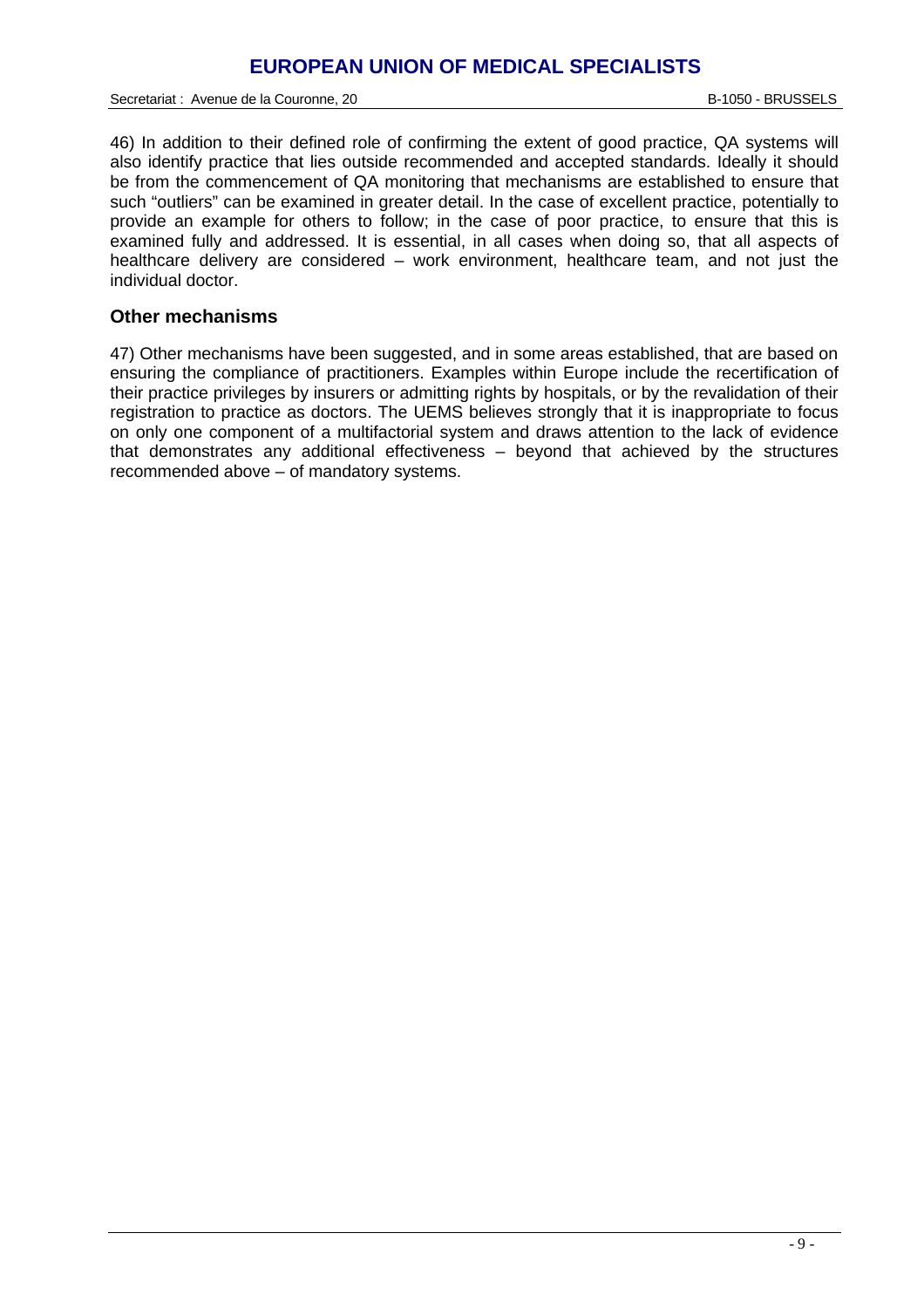46) In addition to their defined role of confirming the extent of good practice, QA systems will also identify practice that lies outside recommended and accepted standards. Ideally it should be from the commencement of QA monitoring that mechanisms are established to ensure that such "outliers" can be examined in greater detail. In the case of excellent practice, potentially to provide an example for others to follow; in the case of poor practice, to ensure that this is examined fully and addressed. It is essential, in all cases when doing so, that all aspects of healthcare delivery are considered – work environment, healthcare team, and not just the individual doctor.

## Other mechanisms

47) Other mechanisms have been suggested, and in some areas established, that are based on ensuring the compliance of practitioners. Examples within Europe include the recertification of their practice privileges by insurers or admitting rights by hospitals, or by the revalidation of their registration to practice as doctors. The UEMS believes strongly that it is inappropriate to focus on only one component of a multifactorial system and draws attention to the lack of evidence that demonstrates any additional effectiveness – beyond that achieved by the structures recommended above – of mandatory systems.